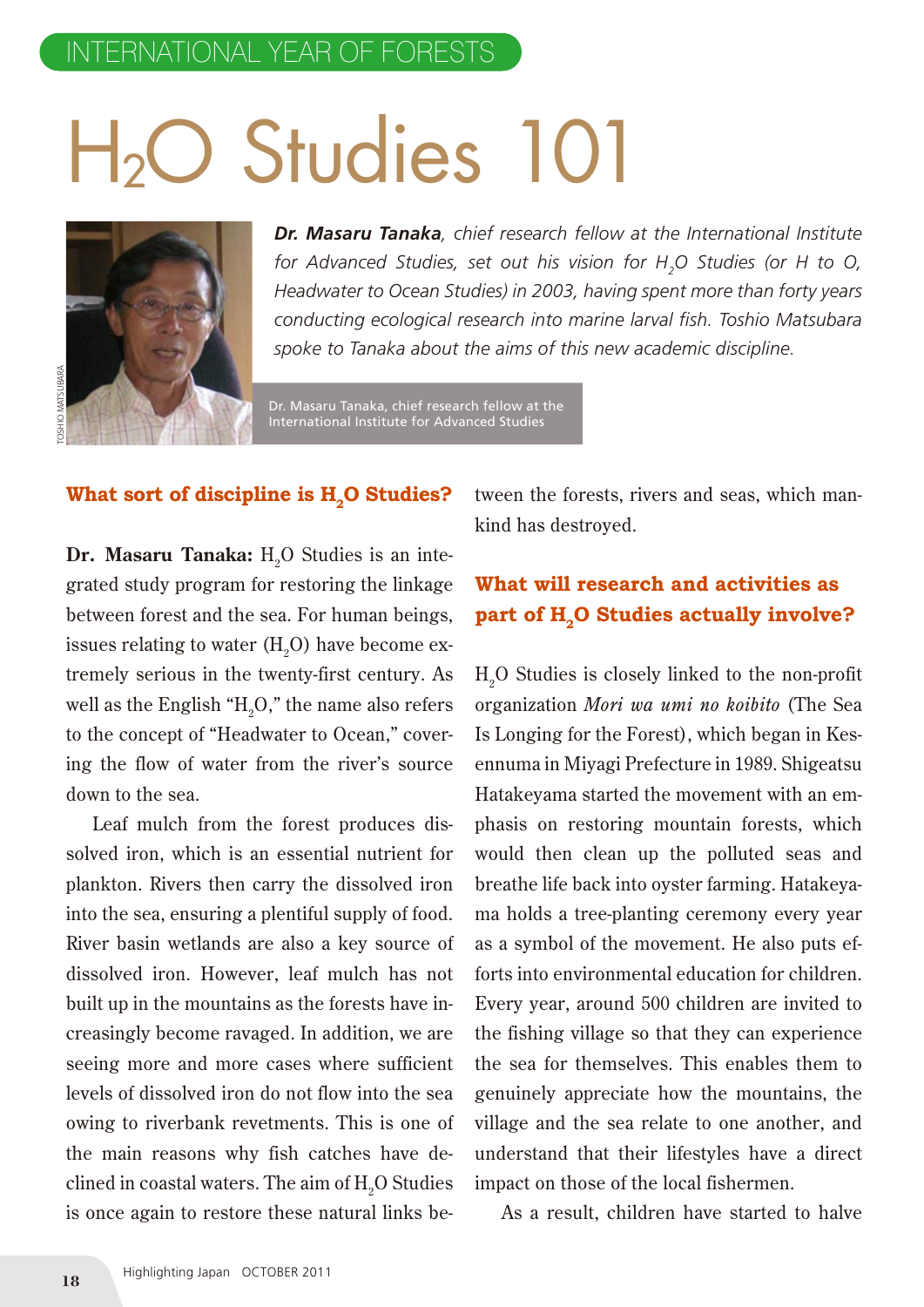INTERNATIONAL YEAR OF FORESTS

# $H_2O$ Studies 101

***Dr. Masaru Tanaka**, chief research fellow at the International Institute for Advanced Studies, set out his vision for $H_2O$ Studies (or H to O, Headwater to Ocean Studies) in 2003, having spent more than forty years conducting ecological research into marine larval fish. Toshio Matsubara spoke to Tanaka about the aims of this new academic discipline.*

TOSHIO MATSUBARA

Dr. Masaru Tanaka, chief research fellow at the International Institute for Advanced Studies

## What sort of discipline is $H_2O$ Studies?

**Dr. Masaru Tanaka:** $H_2O$ Studies is an integrated study program for restoring the linkage between forest and the sea. For human beings, issues relating to water ($H_2O$) have become extremely serious in the twenty-first century. As well as the English "$H_2O$," the name also refers to the concept of "Headwater to Ocean," covering the flow of water from the river's source down to the sea.

Leaf mulch from the forest produces dissolved iron, which is an essential nutrient for plankton. Rivers then carry the dissolved iron into the sea, ensuring a plentiful supply of food. River basin wetlands are also a key source of dissolved iron. However, leaf mulch has not built up in the mountains as the forests have increasingly become ravaged. In addition, we are seeing more and more cases where sufficient levels of dissolved iron do not flow into the sea owing to riverbank revetments. This is one of the main reasons why fish catches have declined in coastal waters. The aim of $H_2O$ Studies is once again to restore these natural links between the forests, rivers and seas, which mankind has destroyed.

## What will research and activities as part of $H_2O$ Studies actually involve?

$H_2O$ Studies is closely linked to the non-profit organization *Mori wa umi no koibito* (The Sea Is Longing for the Forest), which began in Kesennuma in Miyagi Prefecture in 1989. Shigeatsu Hatakeyama started the movement with an emphasis on restoring mountain forests, which would then clean up the polluted seas and breathe life back into oyster farming. Hatakeyama holds a tree-planting ceremony every year as a symbol of the movement. He also puts efforts into environmental education for children. Every year, around 500 children are invited to the fishing village so that they can experience the sea for themselves. This enables them to genuinely appreciate how the mountains, the village and the sea relate to one another, and understand that their lifestyles have a direct impact on those of the local fishermen.

As a result, children have started to halve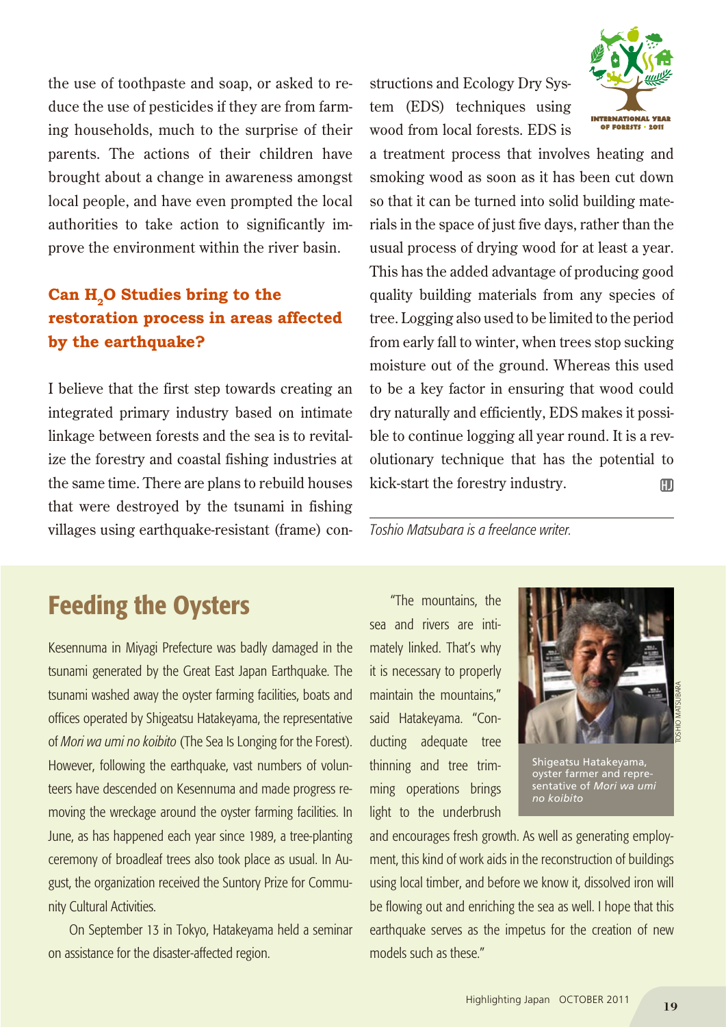the use of toothpaste and soap, or asked to reduce the use of pesticides if they are from farming households, much to the surprise of their parents. The actions of their children have brought about a change in awareness amongst local people, and have even prompted the local authorities to take action to significantly improve the environment within the river basin.

### Can $H_2O$ Studies bring to the restoration process in areas affected by the earthquake?

I believe that the first step towards creating an integrated primary industry based on intimate linkage between forests and the sea is to revitalize the forestry and coastal fishing industries at the same time. There are plans to rebuild houses that were destroyed by the tsunami in fishing villages using earthquake-resistant (frame) constructions and Ecology Dry System (EDS) techniques using wood from local forests. EDS is a treatment process that involves heating and smoking wood as soon as it has been cut down so that it can be turned into solid building materials in the space of just five days, rather than the usual process of drying wood for at least a year. This has the added advantage of producing good quality building materials from any species of tree. Logging also used to be limited to the period from early fall to winter, when trees stop sucking moisture out of the ground. Whereas this used to be a key factor in ensuring that wood could dry naturally and efficiently, EDS makes it possible to continue logging all year round. It is a revolutionary technique that has the potential to kick-start the forestry industry. HJ

*Toshio Matsubara is a freelance writer.*

## Feeding the Oysters

Kesennuma in Miyagi Prefecture was badly damaged in the tsunami generated by the Great East Japan Earthquake. The tsunami washed away the oyster farming facilities, boats and offices operated by Shigeatsu Hatakeyama, the representative of *Mori wa umi no koibito* (The Sea Is Longing for the Forest). However, following the earthquake, vast numbers of volunteers have descended on Kesennuma and made progress removing the wreckage around the oyster farming facilities. In June, as has happened each year since 1989, a tree-planting ceremony of broadleaf trees also took place as usual. In August, the organization received the Suntory Prize for Community Cultural Activities.

On September 13 in Tokyo, Hatakeyama held a seminar on assistance for the disaster-affected region.

"The mountains, the sea and rivers are intimately linked. That's why it is necessary to properly maintain the mountains," said Hatakeyama. "Conducting adequate tree thinning and tree trimming operations brings light to the underbrush and encourages fresh growth. As well as generating employment, this kind of work aids in the reconstruction of buildings using local timber, and before we know it, dissolved iron will be flowing out and enriching the sea as well. I hope that this earthquake serves as the impetus for the creation of new models such as these."

Shigeatsu Hatakeyama, oyster farmer and representative of *Mori wa umi no koibito*

TOSHIO MATSUBARA